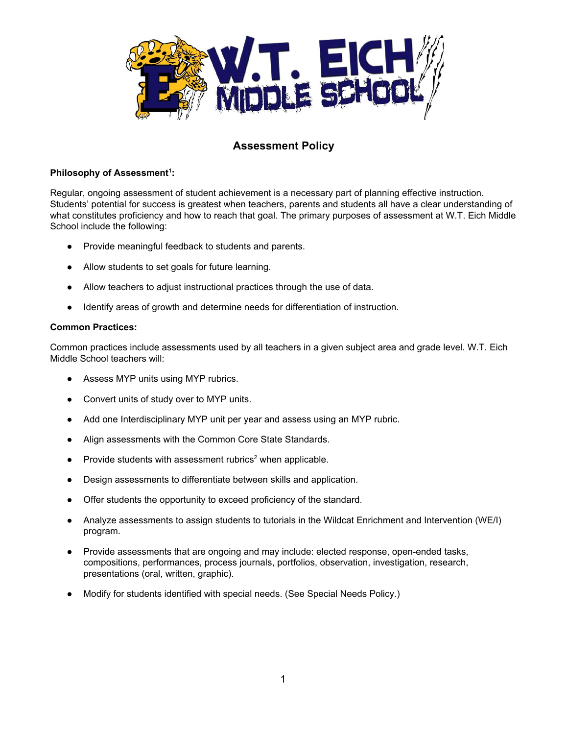# Assessment Policy

**Philosophy of Assessment[1]:**

Regular, ongoing assessment of student achievement is a necessary part of planning effective instruction. Students' potential for success is greatest when teachers, parents and students all have a clear understanding of what constitutes proficiency and how to reach that goal. The primary purposes of assessment at W.T. Eich Middle School include the following:

- Provide meaningful feedback to students and parents.
- Allow students to set goals for future learning.
- Allow teachers to adjust instructional practices through the use of data.
- Identify areas of growth and determine needs for differentiation of instruction.

**Common Practices:**

Common practices include assessments used by all teachers in a given subject area and grade level. W.T. Eich Middle School teachers will:

- Assess MYP units using MYP rubrics.
- Convert units of study over to MYP units.
- Add one Interdisciplinary MYP unit per year and assess using an MYP rubric.
- Align assessments with the Common Core State Standards.
- Provide students with assessment rubrics[2] when applicable.
- Design assessments to differentiate between skills and application.
- Offer students the opportunity to exceed proficiency of the standard.
- Analyze assessments to assign students to tutorials in the Wildcat Enrichment and Intervention (WE/I) program.
- Provide assessments that are ongoing and may include: elected response, open-ended tasks, compositions, performances, process journals, portfolios, observation, investigation, research, presentations (oral, written, graphic).
- Modify for students identified with special needs. (See Special Needs Policy.)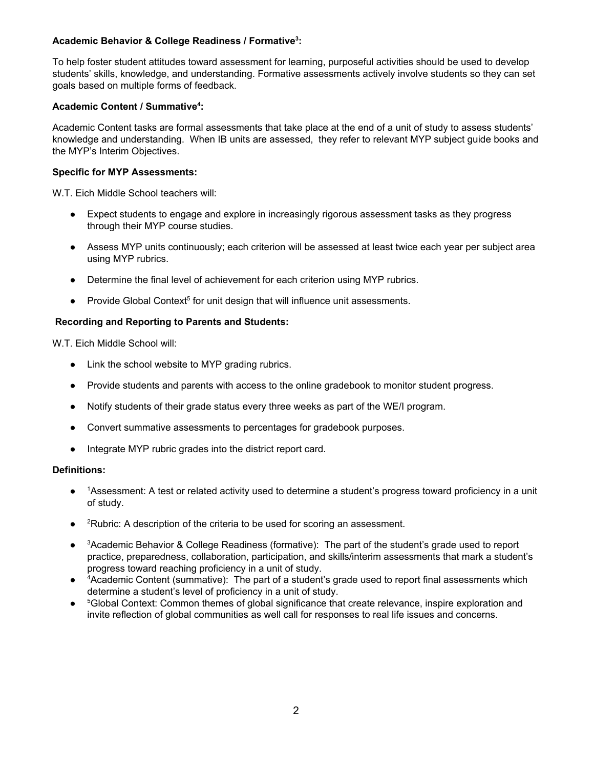**Academic Behavior & College Readiness / Formative[3]:**

To help foster student attitudes toward assessment for learning, purposeful activities should be used to develop students' skills, knowledge, and understanding. Formative assessments actively involve students so they can set goals based on multiple forms of feedback.

**Academic Content / Summative[4]:**

Academic Content tasks are formal assessments that take place at the end of a unit of study to assess students' knowledge and understanding. When IB units are assessed, they refer to relevant MYP subject guide books and the MYP's Interim Objectives.

**Specific for MYP Assessments:**

W.T. Eich Middle School teachers will:

- Expect students to engage and explore in increasingly rigorous assessment tasks as they progress through their MYP course studies.
- Assess MYP units continuously; each criterion will be assessed at least twice each year per subject area using MYP rubrics.
- Determine the final level of achievement for each criterion using MYP rubrics.
- Provide Global Context[5] for unit design that will influence unit assessments.

**Recording and Reporting to Parents and Students:**

W.T. Eich Middle School will:

- Link the school website to MYP grading rubrics.
- Provide students and parents with access to the online gradebook to monitor student progress.
- Notify students of their grade status every three weeks as part of the WE/I program.
- Convert summative assessments to percentages for gradebook purposes.
- Integrate MYP rubric grades into the district report card.

**Definitions:**

- [1]Assessment: A test or related activity used to determine a student's progress toward proficiency in a unit of study.
- [2]Rubric: A description of the criteria to be used for scoring an assessment.
- [3]Academic Behavior & College Readiness (formative): The part of the student's grade used to report practice, preparedness, collaboration, participation, and skills/interim assessments that mark a student's progress toward reaching proficiency in a unit of study.
- [4]Academic Content (summative): The part of a student's grade used to report final assessments which determine a student's level of proficiency in a unit of study.
- [5]Global Context: Common themes of global significance that create relevance, inspire exploration and invite reflection of global communities as well call for responses to real life issues and concerns.